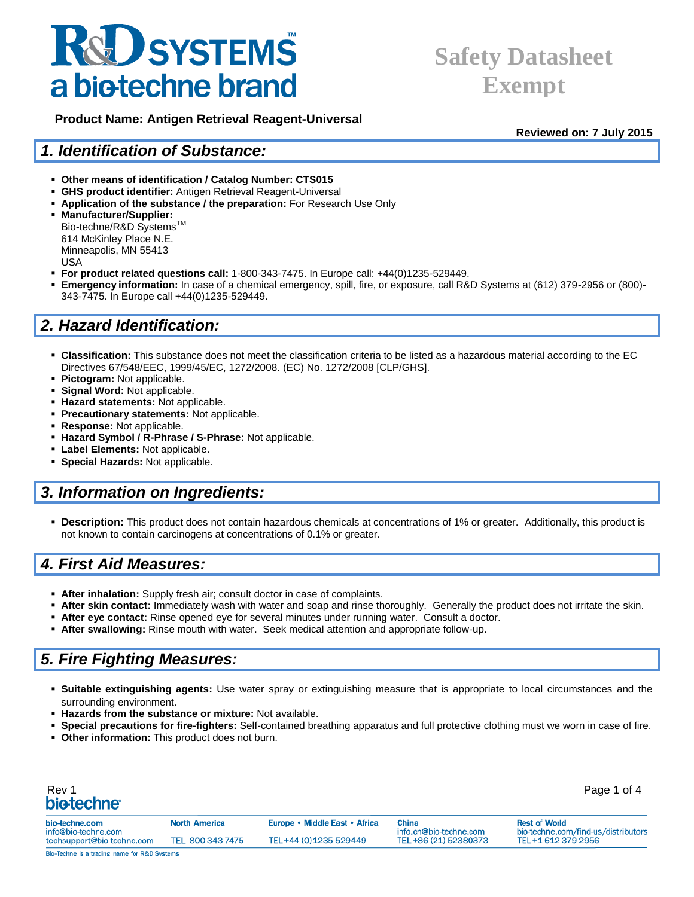# R&D SYSTEMS a bio-techne brand

**Safety Datasheet Exempt**

**Product Name: Antigen Retrieval Reagent-Universal**

**Reviewed on: 7 July 2015**

## 1. Identification of Substance:

- **Other means of identification / Catalog Number: CTS015**
- **GHS product identifier:** Antigen Retrieval Reagent-Universal
- **Application of the substance / the preparation:** For Research Use Only
- **Manufacturer/Supplier:**
  Bio-techne/R&D Systems™
  614 McKinley Place N.E.
  Minneapolis, MN 55413
  USA
- **For product related questions call:** 1-800-343-7475. In Europe call: +44(0)1235-529449.
- **Emergency information:** In case of a chemical emergency, spill, fire, or exposure, call R&D Systems at (612) 379-2956 or (800)-343-7475. In Europe call +44(0)1235-529449.

## 2. Hazard Identification:

- **Classification:** This substance does not meet the classification criteria to be listed as a hazardous material according to the EC Directives 67/548/EEC, 1999/45/EC, 1272/2008. (EC) No. 1272/2008 [CLP/GHS].
- **Pictogram:** Not applicable.
- **Signal Word:** Not applicable.
- **Hazard statements:** Not applicable.
- **Precautionary statements:** Not applicable.
- **Response:** Not applicable.
- **Hazard Symbol / R-Phrase / S-Phrase:** Not applicable.
- **Label Elements:** Not applicable.
- **Special Hazards:** Not applicable.

## 3. Information on Ingredients:

- **Description:** This product does not contain hazardous chemicals at concentrations of 1% or greater. Additionally, this product is not known to contain carcinogens at concentrations of 0.1% or greater.

## 4. First Aid Measures:

- **After inhalation:** Supply fresh air; consult doctor in case of complaints.
- **After skin contact:** Immediately wash with water and soap and rinse thoroughly. Generally the product does not irritate the skin.
- **After eye contact:** Rinse opened eye for several minutes under running water. Consult a doctor.
- **After swallowing:** Rinse mouth with water. Seek medical attention and appropriate follow-up.

## 5. Fire Fighting Measures:

- **Suitable extinguishing agents:** Use water spray or extinguishing measure that is appropriate to local circumstances and the surrounding environment.
- **Hazards from the substance or mixture:** Not available.
- **Special precautions for fire-fighters:** Self-contained breathing apparatus and full protective clothing must we worn in case of fire.
- **Other information:** This product does not burn.

Rev 1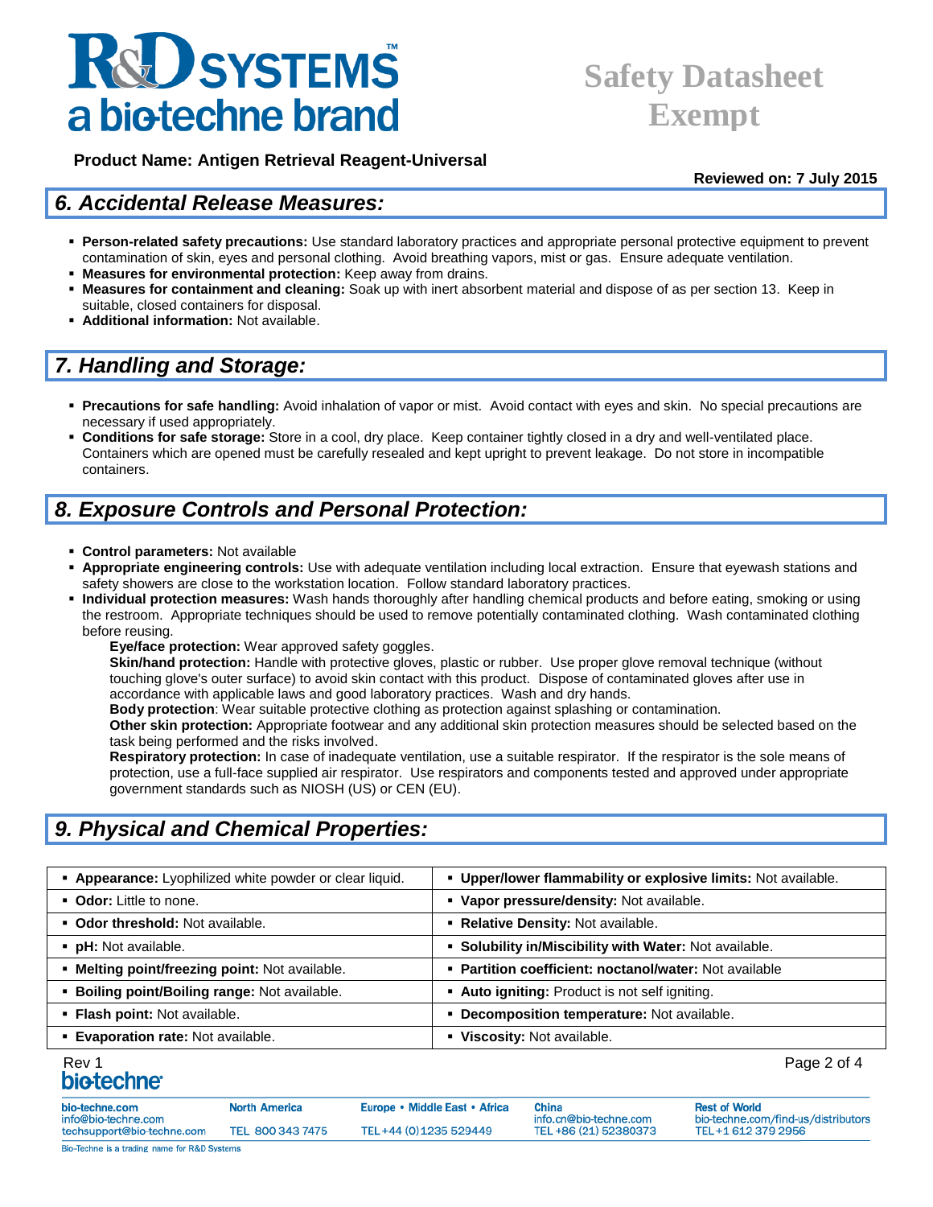**Product Name: Antigen Retrieval Reagent-Universal**

**Reviewed on: 7 July 2015**

## *6. Accidental Release Measures:*

- **Person-related safety precautions:** Use standard laboratory practices and appropriate personal protective equipment to prevent contamination of skin, eyes and personal clothing. Avoid breathing vapors, mist or gas. Ensure adequate ventilation.
- **Measures for environmental protection:** Keep away from drains.
- **Measures for containment and cleaning:** Soak up with inert absorbent material and dispose of as per section 13. Keep in suitable, closed containers for disposal.
- **Additional information:** Not available.

## *7. Handling and Storage:*

- **Precautions for safe handling:** Avoid inhalation of vapor or mist. Avoid contact with eyes and skin. No special precautions are necessary if used appropriately.
- **Conditions for safe storage:** Store in a cool, dry place. Keep container tightly closed in a dry and well-ventilated place. Containers which are opened must be carefully resealed and kept upright to prevent leakage. Do not store in incompatible containers.

## *8. Exposure Controls and Personal Protection:*

- **Control parameters:** Not available
- **Appropriate engineering controls:** Use with adequate ventilation including local extraction. Ensure that eyewash stations and safety showers are close to the workstation location. Follow standard laboratory practices.
- **Individual protection measures:** Wash hands thoroughly after handling chemical products and before eating, smoking or using the restroom. Appropriate techniques should be used to remove potentially contaminated clothing. Wash contaminated clothing before reusing.

  **Eye/face protection:** Wear approved safety goggles.

  **Skin/hand protection:** Handle with protective gloves, plastic or rubber. Use proper glove removal technique (without touching glove's outer surface) to avoid skin contact with this product. Dispose of contaminated gloves after use in accordance with applicable laws and good laboratory practices. Wash and dry hands.

  **Body protection**: Wear suitable protective clothing as protection against splashing or contamination.

  **Other skin protection:** Appropriate footwear and any additional skin protection measures should be selected based on the task being performed and the risks involved.

  **Respiratory protection:** In case of inadequate ventilation, use a suitable respirator. If the respirator is the sole means of protection, use a full-face supplied air respirator. Use respirators and components tested and approved under appropriate government standards such as NIOSH (US) or CEN (EU).

## *9. Physical and Chemical Properties:*

| | |
|---|---|
| **Appearance:** Lyophilized white powder or clear liquid. | **Upper/lower flammability or explosive limits:** Not available. |
| **Odor:** Little to none. | **Vapor pressure/density:** Not available. |
| **Odor threshold:** Not available. | **Relative Density:** Not available. |
| **pH:** Not available. | **Solubility in/Miscibility with Water:** Not available. |
| **Melting point/freezing point:** Not available. | **Partition coefficient: noctanol/water:** Not available |
| **Boiling point/Boiling range:** Not available. | **Auto igniting:** Product is not self igniting. |
| **Flash point:** Not available. | **Decomposition temperature:** Not available. |
| **Evaporation rate:** Not available. | **Viscosity:** Not available. |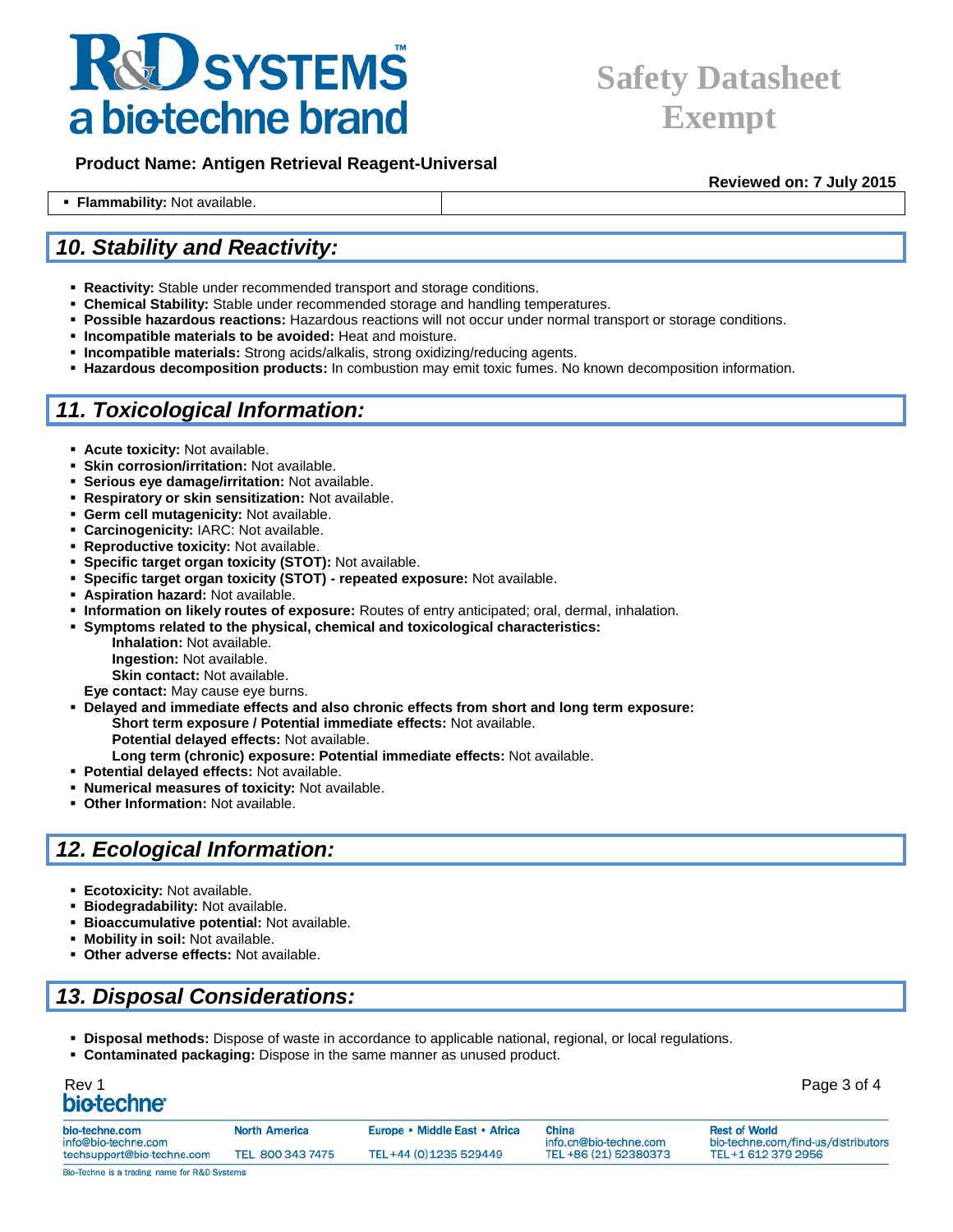- **Flammability:** Not available.

## 10. Stability and Reactivity:

- **Reactivity:** Stable under recommended transport and storage conditions.
- **Chemical Stability:** Stable under recommended storage and handling temperatures.
- **Possible hazardous reactions:** Hazardous reactions will not occur under normal transport or storage conditions.
- **Incompatible materials to be avoided:** Heat and moisture.
- **Incompatible materials:** Strong acids/alkalis, strong oxidizing/reducing agents.
- **Hazardous decomposition products:** In combustion may emit toxic fumes. No known decomposition information.

## 11. Toxicological Information:

- **Acute toxicity:** Not available.
- **Skin corrosion/irritation:** Not available.
- **Serious eye damage/irritation:** Not available.
- **Respiratory or skin sensitization:** Not available.
- **Germ cell mutagenicity:** Not available.
- **Carcinogenicity:** IARC: Not available.
- **Reproductive toxicity:** Not available.
- **Specific target organ toxicity (STOT):** Not available.
- **Specific target organ toxicity (STOT) - repeated exposure:** Not available.
- **Aspiration hazard:** Not available.
- **Information on likely routes of exposure:** Routes of entry anticipated; oral, dermal, inhalation.
- **Symptoms related to the physical, chemical and toxicological characteristics:**
  - **Inhalation:** Not available.
  - **Ingestion:** Not available.
  - **Skin contact:** Not available.

  **Eye contact:** May cause eye burns.
- **Delayed and immediate effects and also chronic effects from short and long term exposure:**
  - **Short term exposure / Potential immediate effects:** Not available.
  - **Potential delayed effects:** Not available.
  - **Long term (chronic) exposure: Potential immediate effects:** Not available.
- **Potential delayed effects:** Not available.
- **Numerical measures of toxicity:** Not available.
- **Other Information:** Not available.

## 12. Ecological Information:

- **Ecotoxicity:** Not available.
- **Biodegradability:** Not available.
- **Bioaccumulative potential:** Not available.
- **Mobility in soil:** Not available.
- **Other adverse effects:** Not available.

## 13. Disposal Considerations:

- **Disposal methods:** Dispose of waste in accordance to applicable national, regional, or local regulations.
- **Contaminated packaging:** Dispose in the same manner as unused product.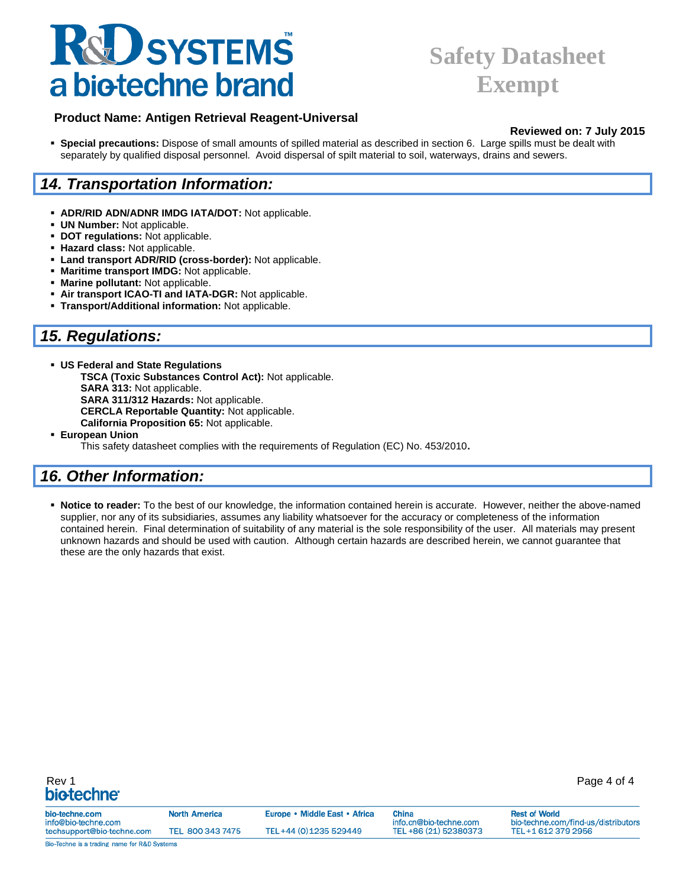- **Special precautions:** Dispose of small amounts of spilled material as described in section 6. Large spills must be dealt with separately by qualified disposal personnel. Avoid dispersal of spilt material to soil, waterways, drains and sewers.

## *14. Transportation Information:*

- **ADR/RID ADN/ADNR IMDG IATA/DOT:** Not applicable.
- **UN Number:** Not applicable.
- **DOT regulations:** Not applicable.
- **Hazard class:** Not applicable.
- **Land transport ADR/RID (cross-border):** Not applicable.
- **Maritime transport IMDG:** Not applicable.
- **Marine pollutant:** Not applicable.
- **Air transport ICAO-TI and IATA-DGR:** Not applicable.
- **Transport/Additional information:** Not applicable.

## *15. Regulations:*

- **US Federal and State Regulations**
  - **TSCA (Toxic Substances Control Act):** Not applicable.
  - **SARA 313:** Not applicable.
  - **SARA 311/312 Hazards:** Not applicable.
  - **CERCLA Reportable Quantity:** Not applicable.
  - **California Proposition 65:** Not applicable.
- **European Union**
  - This safety datasheet complies with the requirements of Regulation (EC) No. 453/2010.

## *16. Other Information:*

- **Notice to reader:** To the best of our knowledge, the information contained herein is accurate. However, neither the above-named supplier, nor any of its subsidiaries, assumes any liability whatsoever for the accuracy or completeness of the information contained herein. Final determination of suitability of any material is the sole responsibility of the user. All materials may present unknown hazards and should be used with caution. Although certain hazards are described herein, we cannot guarantee that these are the only hazards that exist.